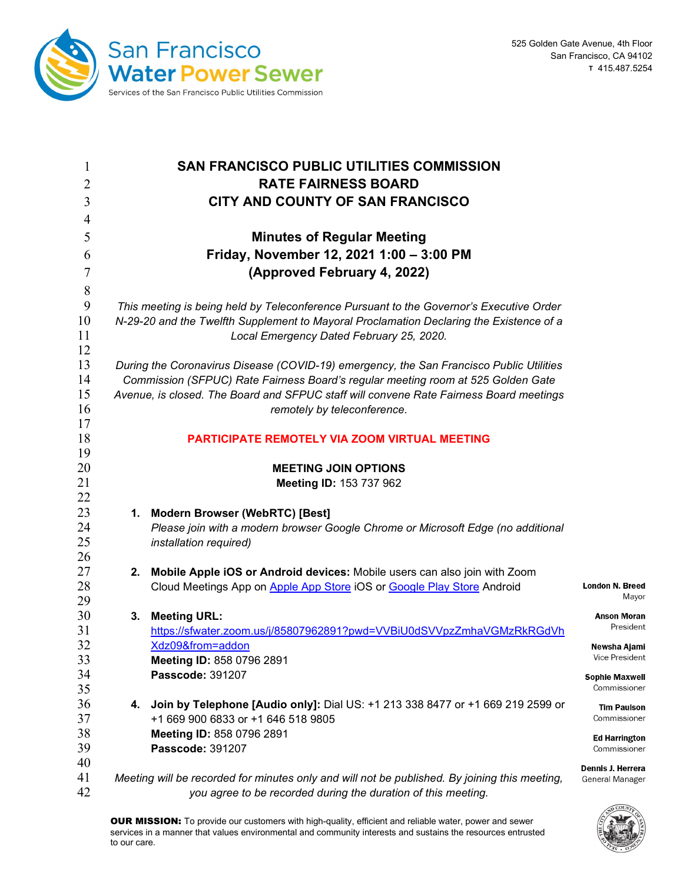San Francisco Water Power Sewer
Services of the San Francisco Public Utilities Commission

525 Golden Gate Avenue, 4th Floor
San Francisco, CA 94102
T 415.487.5254

# SAN FRANCISCO PUBLIC UTILITIES COMMISSION
# RATE FAIRNESS BOARD
# CITY AND COUNTY OF SAN FRANCISCO

## Minutes of Regular Meeting
## Friday, November 12, 2021 1:00 – 3:00 PM
## (Approved February 4, 2022)

*This meeting is being held by Teleconference Pursuant to the Governor's Executive Order N-29-20 and the Twelfth Supplement to Mayoral Proclamation Declaring the Existence of a Local Emergency Dated February 25, 2020.*

*During the Coronavirus Disease (COVID-19) emergency, the San Francisco Public Utilities Commission (SFPUC) Rate Fairness Board's regular meeting room at 525 Golden Gate Avenue, is closed. The Board and SFPUC staff will convene Rate Fairness Board meetings remotely by teleconference.*

**PARTICIPATE REMOTELY VIA ZOOM VIRTUAL MEETING**

**MEETING JOIN OPTIONS**
**Meeting ID:** 153 737 962

1. **Modern Browser (WebRTC) [Best]**
   *Please join with a modern browser Google Chrome or Microsoft Edge (no additional installation required)*

2. **Mobile Apple iOS or Android devices:** Mobile users can also join with Zoom Cloud Meetings App on Apple App Store iOS or Google Play Store Android

3. **Meeting URL:**
   https://sfwater.zoom.us/j/85807962891?pwd=VVBiU0dSVVpzZmhaVGMzRkRGdVhXdz09&from=addon
   **Meeting ID:** 858 0796 2891
   **Passcode:** 391207

4. **Join by Telephone [Audio only]:** Dial US: +1 213 338 8477 or +1 669 219 2599 or +1 669 900 6833 or +1 646 518 9805
   **Meeting ID:** 858 0796 2891
   **Passcode:** 391207

*Meeting will be recorded for minutes only and will not be published. By joining this meeting, you agree to be recorded during the duration of this meeting.*

**London N. Breed**, Mayor
**Anson Moran**, President
**Newsha Ajami**, Vice President
**Sophie Maxwell**, Commissioner
**Tim Paulson**, Commissioner
**Ed Harrington**, Commissioner
**Dennis J. Herrera**, General Manager

**OUR MISSION:** To provide our customers with high-quality, efficient and reliable water, power and sewer services in a manner that values environmental and community interests and sustains the resources entrusted to our care.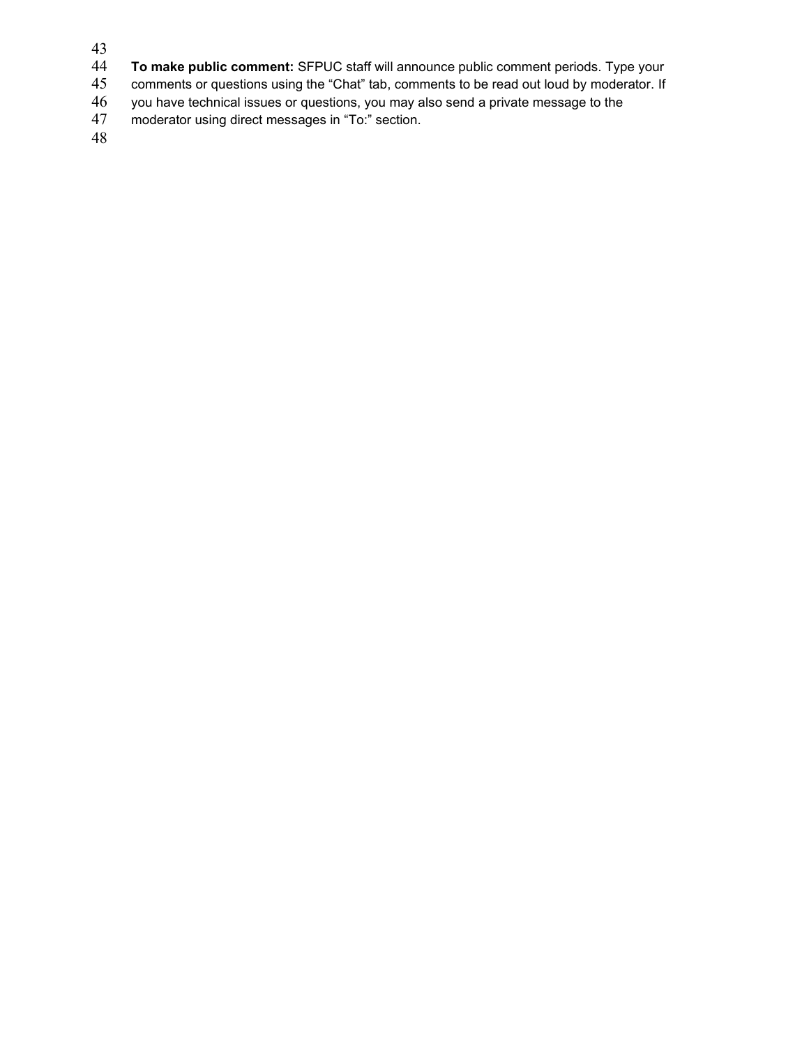**To make public comment:** SFPUC staff will announce public comment periods. Type your comments or questions using the "Chat" tab, comments to be read out loud by moderator. If you have technical issues or questions, you may also send a private message to the moderator using direct messages in "To:" section.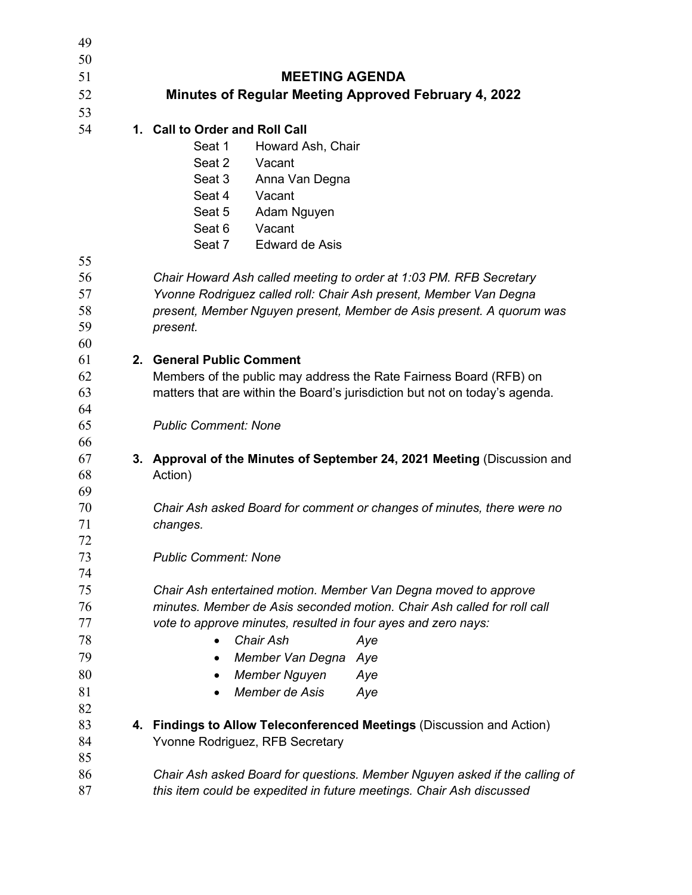## MEETING AGENDA

## Minutes of Regular Meeting Approved February 4, 2022

**1. Call to Order and Roll Call**

| | |
|---|---|
| Seat 1 | Howard Ash, Chair |
| Seat 2 | Vacant |
| Seat 3 | Anna Van Degna |
| Seat 4 | Vacant |
| Seat 5 | Adam Nguyen |
| Seat 6 | Vacant |
| Seat 7 | Edward de Asis |

*Chair Howard Ash called meeting to order at 1:03 PM. RFB Secretary Yvonne Rodriguez called roll: Chair Ash present, Member Van Degna present, Member Nguyen present, Member de Asis present. A quorum was present.*

**2. General Public Comment**

Members of the public may address the Rate Fairness Board (RFB) on matters that are within the Board's jurisdiction but not on today's agenda.

*Public Comment: None*

**3. Approval of the Minutes of September 24, 2021 Meeting** (Discussion and Action)

*Chair Ash asked Board for comment or changes of minutes, there were no changes.*

*Public Comment: None*

*Chair Ash entertained motion. Member Van Degna moved to approve minutes. Member de Asis seconded motion. Chair Ash called for roll call vote to approve minutes, resulted in four ayes and zero nays:*

- *Chair Ash Aye*
- *Member Van Degna Aye*
- *Member Nguyen Aye*
- *Member de Asis Aye*

**4. Findings to Allow Teleconferenced Meetings** (Discussion and Action)

Yvonne Rodriguez, RFB Secretary

*Chair Ash asked Board for questions. Member Nguyen asked if the calling of this item could be expedited in future meetings. Chair Ash discussed*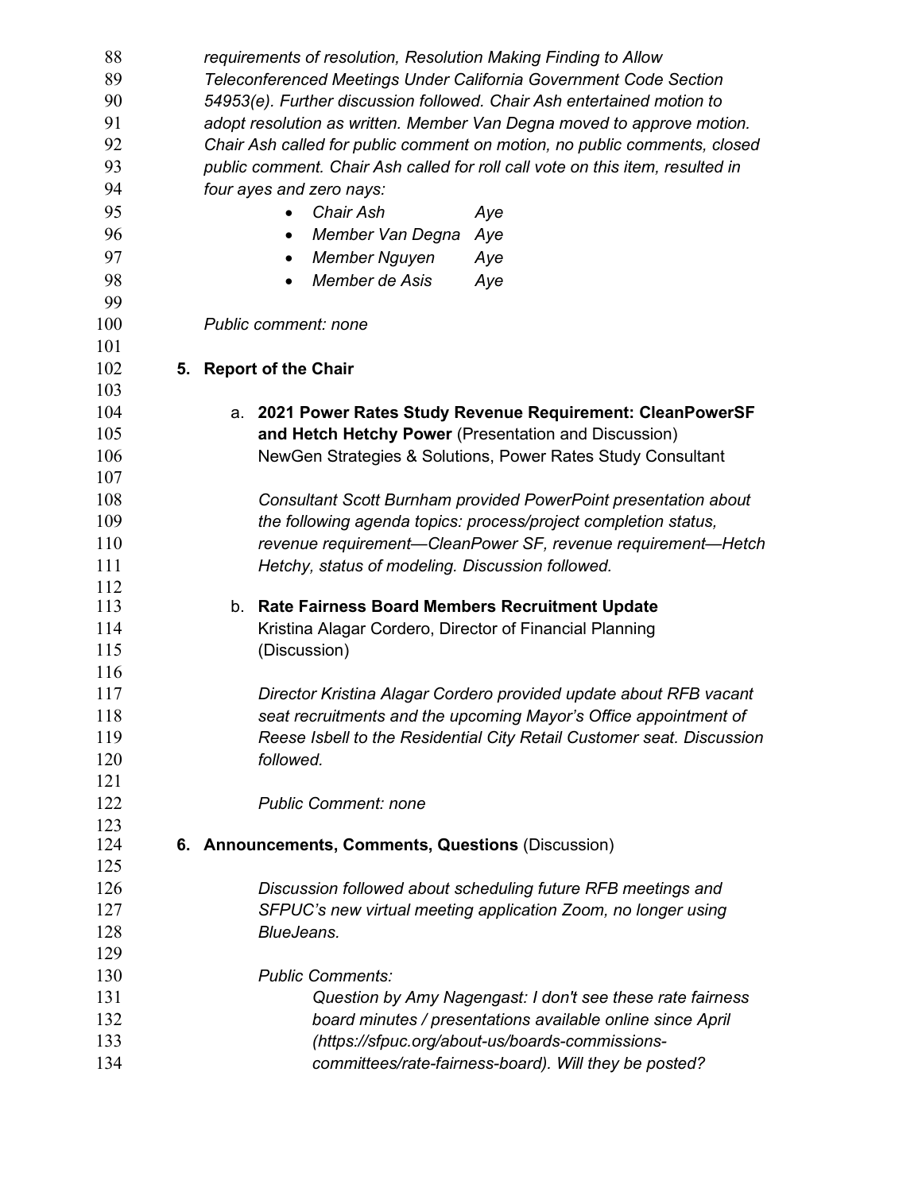*requirements of resolution, Resolution Making Finding to Allow Teleconferenced Meetings Under California Government Code Section 54953(e). Further discussion followed. Chair Ash entertained motion to adopt resolution as written. Member Van Degna moved to approve motion. Chair Ash called for public comment on motion, no public comments, closed public comment. Chair Ash called for roll call vote on this item, resulted in four ayes and zero nays:*

- *Chair Ash Aye*
- *Member Van Degna Aye*
- *Member Nguyen Aye*
- *Member de Asis Aye*

*Public comment: none*

**5. Report of the Chair**

a. **2021 Power Rates Study Revenue Requirement: CleanPowerSF and Hetch Hetchy Power** (Presentation and Discussion)
NewGen Strategies & Solutions, Power Rates Study Consultant

*Consultant Scott Burnham provided PowerPoint presentation about the following agenda topics: process/project completion status, revenue requirement—CleanPower SF, revenue requirement—Hetch Hetchy, status of modeling. Discussion followed.*

b. **Rate Fairness Board Members Recruitment Update**
Kristina Alagar Cordero, Director of Financial Planning (Discussion)

*Director Kristina Alagar Cordero provided update about RFB vacant seat recruitments and the upcoming Mayor's Office appointment of Reese Isbell to the Residential City Retail Customer seat. Discussion followed.*

*Public Comment: none*

**6. Announcements, Comments, Questions** (Discussion)

*Discussion followed about scheduling future RFB meetings and SFPUC's new virtual meeting application Zoom, no longer using BlueJeans.*

*Public Comments:*

*Question by Amy Nagengast: I don't see these rate fairness board minutes / presentations available online since April (https://sfpuc.org/about-us/boards-commissions-committees/rate-fairness-board). Will they be posted?*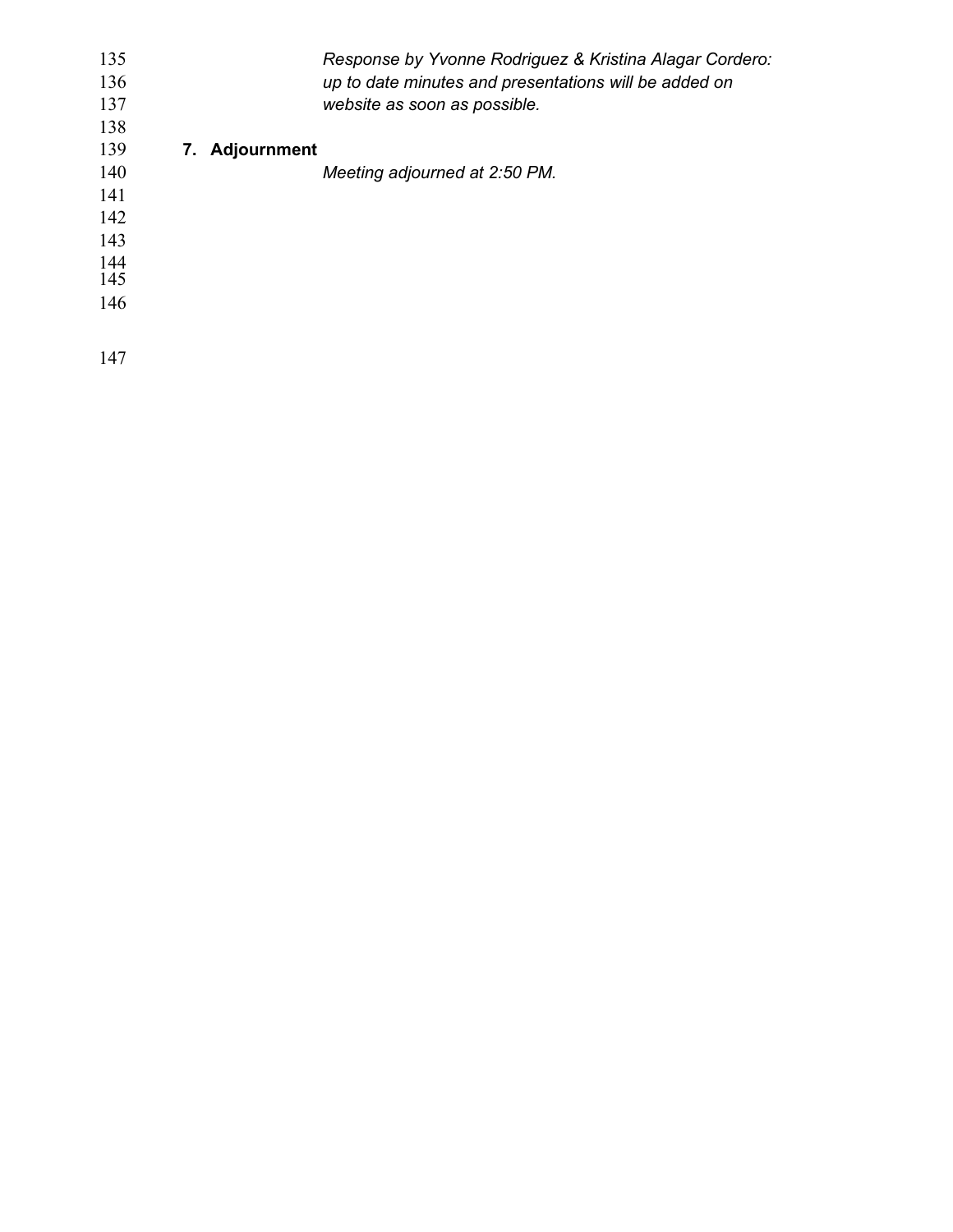*Response by Yvonne Rodriguez & Kristina Alagar Cordero: up to date minutes and presentations will be added on website as soon as possible.*

**7. Adjournment**

*Meeting adjourned at 2:50 PM.*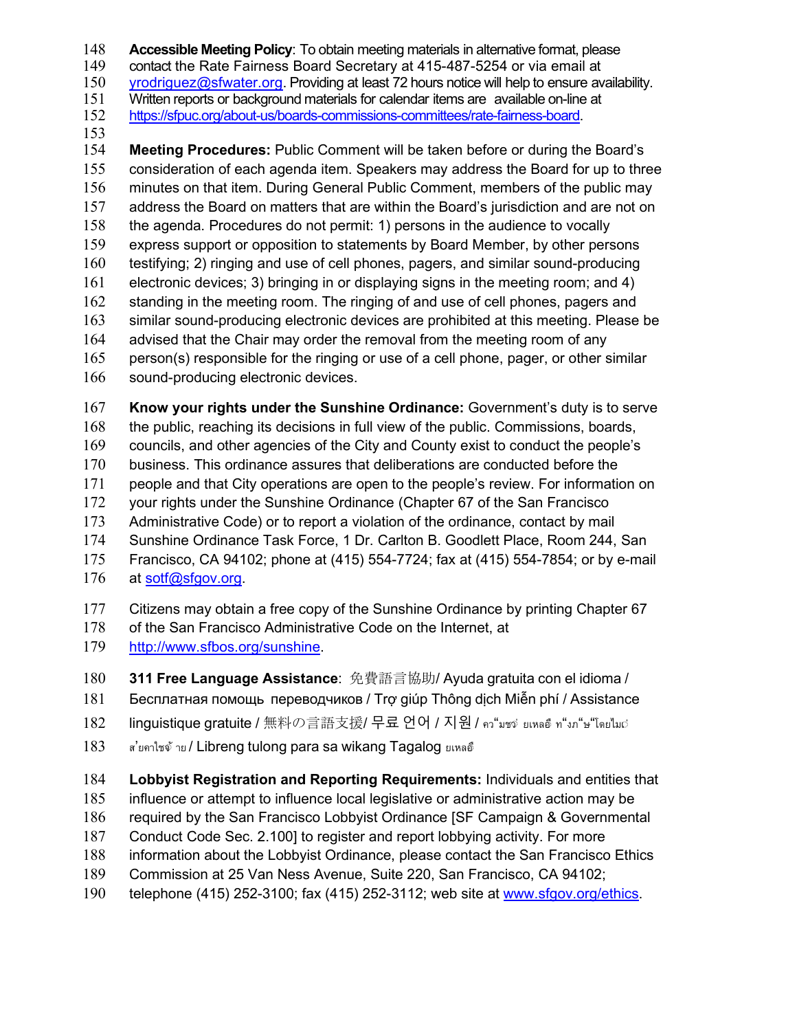**Accessible Meeting Policy**: To obtain meeting materials in alternative format, please contact the Rate Fairness Board Secretary at 415-487-5254 or via email at yrodriguez@sfwater.org. Providing at least 72 hours notice will help to ensure availability. Written reports or background materials for calendar items are available on-line at https://sfpuc.org/about-us/boards-commissions-committees/rate-fairness-board.

**Meeting Procedures:** Public Comment will be taken before or during the Board's consideration of each agenda item. Speakers may address the Board for up to three minutes on that item. During General Public Comment, members of the public may address the Board on matters that are within the Board's jurisdiction and are not on the agenda. Procedures do not permit: 1) persons in the audience to vocally express support or opposition to statements by Board Member, by other persons testifying; 2) ringing and use of cell phones, pagers, and similar sound-producing electronic devices; 3) bringing in or displaying signs in the meeting room; and 4) standing in the meeting room. The ringing of and use of cell phones, pagers and similar sound-producing electronic devices are prohibited at this meeting. Please be advised that the Chair may order the removal from the meeting room of any person(s) responsible for the ringing or use of a cell phone, pager, or other similar sound-producing electronic devices.

**Know your rights under the Sunshine Ordinance:** Government's duty is to serve the public, reaching its decisions in full view of the public. Commissions, boards, councils, and other agencies of the City and County exist to conduct the people's business. This ordinance assures that deliberations are conducted before the people and that City operations are open to the people's review. For information on your rights under the Sunshine Ordinance (Chapter 67 of the San Francisco Administrative Code) or to report a violation of the ordinance, contact by mail Sunshine Ordinance Task Force, 1 Dr. Carlton B. Goodlett Place, Room 244, San Francisco, CA 94102; phone at (415) 554-7724; fax at (415) 554-7854; or by e-mail at sotf@sfgov.org.

Citizens may obtain a free copy of the Sunshine Ordinance by printing Chapter 67 of the San Francisco Administrative Code on the Internet, at http://www.sfbos.org/sunshine.

**311 Free Language Assistance**: 免費語言協助/ Ayuda gratuita con el idioma / Бесплатная помощь переводчиков / Trợ giúp Thông dịch Miễn phí / Assistance linguistique gratuite / 無料の言語支援/ 무료 언어 / 지원 / คว"มชว่ ยเหลอื ท"งภ"ษ"โดยไมเ่ ส'ยคาใชจ้ าย / Libreng tulong para sa wikang Tagalog ยเหลอื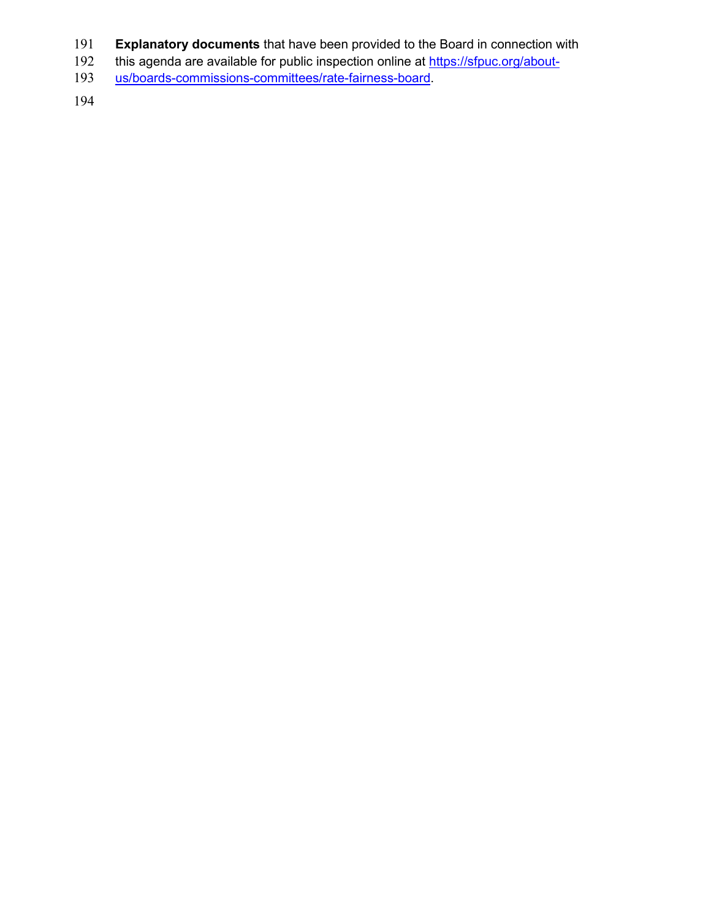**Explanatory documents** that have been provided to the Board in connection with this agenda are available for public inspection online at https://sfpuc.org/about-us/boards-commissions-committees/rate-fairness-board.